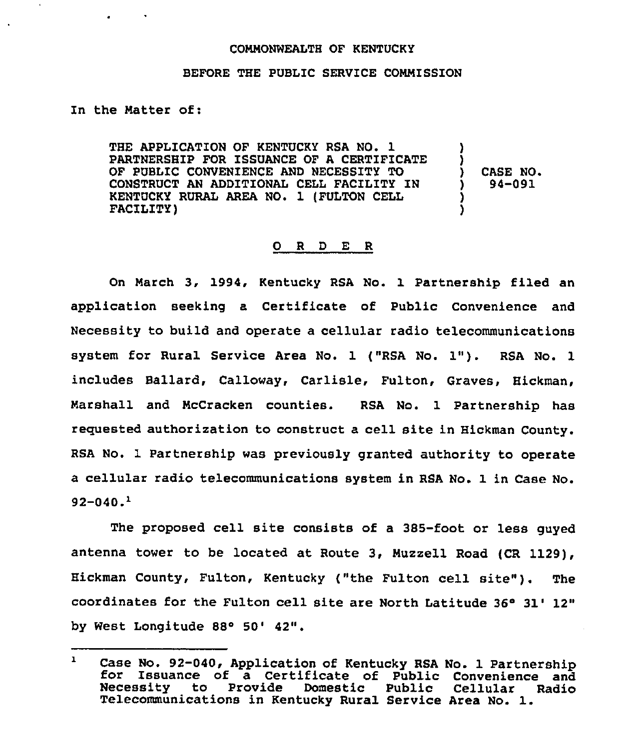COMMONWEALTH OF KENTUCKY

BEFORE THE PUBLIC SERVICE COMMISSION

In the Matter of:

| | | |
|---|---|---|
| THE APPLICATION OF KENTUCKY RSA NO. 1 PARTNERSHIP FOR ISSUANCE OF A CERTIFICATE OF PUBLIC CONVENIENCE AND NECESSITY TO CONSTRUCT AN ADDITIONAL CELL FACILITY IN KENTUCKY RURAL AREA NO. 1 (FULTON CELL FACILITY) | ) | CASE NO. 94-091 |

## O R D E R

On March 3, 1994, Kentucky RSA No. 1 Partnership filed an application seeking a Certificate of Public Convenience and Necessity to build and operate a cellular radio telecommunications system for Rural Service Area No. 1 ("RSA No. 1"). RSA No. 1 includes Ballard, Calloway, Carlisle, Fulton, Graves, Hickman, Marshall and McCracken counties. RSA No. 1 Partnership has requested authorization to construct a cell site in Hickman County. RSA No. 1 Partnership was previously granted authority to operate a cellular radio telecommunications system in RSA No. 1 in Case No. 92-040.[1]

The proposed cell site consists of a 385-foot or less guyed antenna tower to be located at Route 3, Muzzell Road (CR 1129), Hickman County, Fulton, Kentucky ("the Fulton cell site"). The coordinates for the Fulton cell site are North Latitude 36° 31' 12" by West Longitude 88° 50' 42".

---

[1] Case No. 92-040, Application of Kentucky RSA No. 1 Partnership for Issuance of a Certificate of Public Convenience and Necessity to Provide Domestic Public Cellular Radio Telecommunications in Kentucky Rural Service Area No. 1.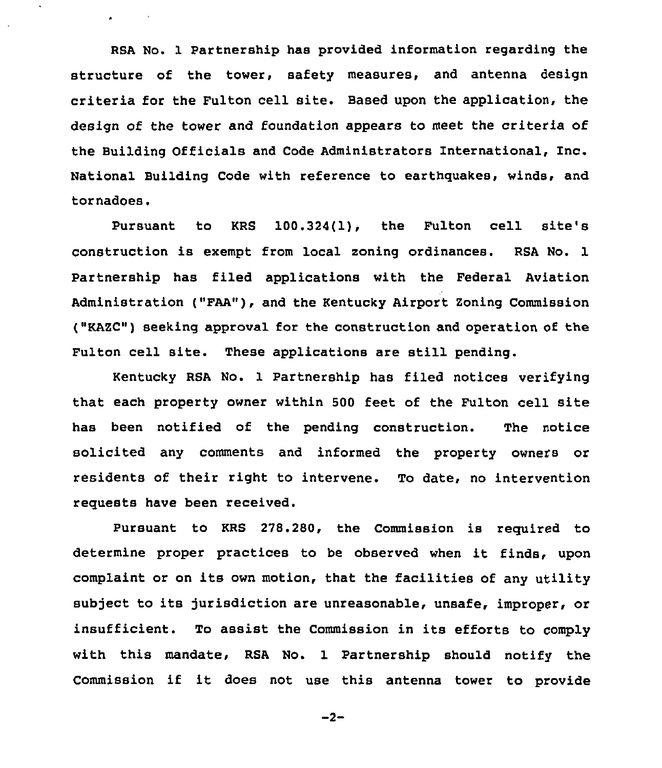RSA No. 1 Partnership has provided information regarding the structure of the tower, safety measures, and antenna design criteria for the Fulton cell site. Based upon the application, the design of the tower and foundation appears to meet the criteria of the Building Officials and Code Administrators International, Inc. National Building Code with reference to earthquakes, winds, and tornadoes.

Pursuant to KRS 100.324(1), the Fulton cell site's construction is exempt from local zoning ordinances. RSA No. 1 Partnership has filed applications with the Federal Aviation Administration ("FAA"), and the Kentucky Airport Zoning Commission ("KAZC") seeking approval for the construction and operation of the Fulton cell site. These applications are still pending.

Kentucky RSA No. 1 Partnership has filed notices verifying that each property owner within 500 feet of the Fulton cell site has been notified of the pending construction. The notice solicited any comments and informed the property owners or residents of their right to intervene. To date, no intervention requests have been received.

Pursuant to KRS 278.280, the Commission is required to determine proper practices to be observed when it finds, upon complaint or on its own motion, that the facilities of any utility subject to its jurisdiction are unreasonable, unsafe, improper, or insufficient. To assist the Commission in its efforts to comply with this mandate, RSA No. 1 Partnership should notify the Commission if it does not use this antenna tower to provide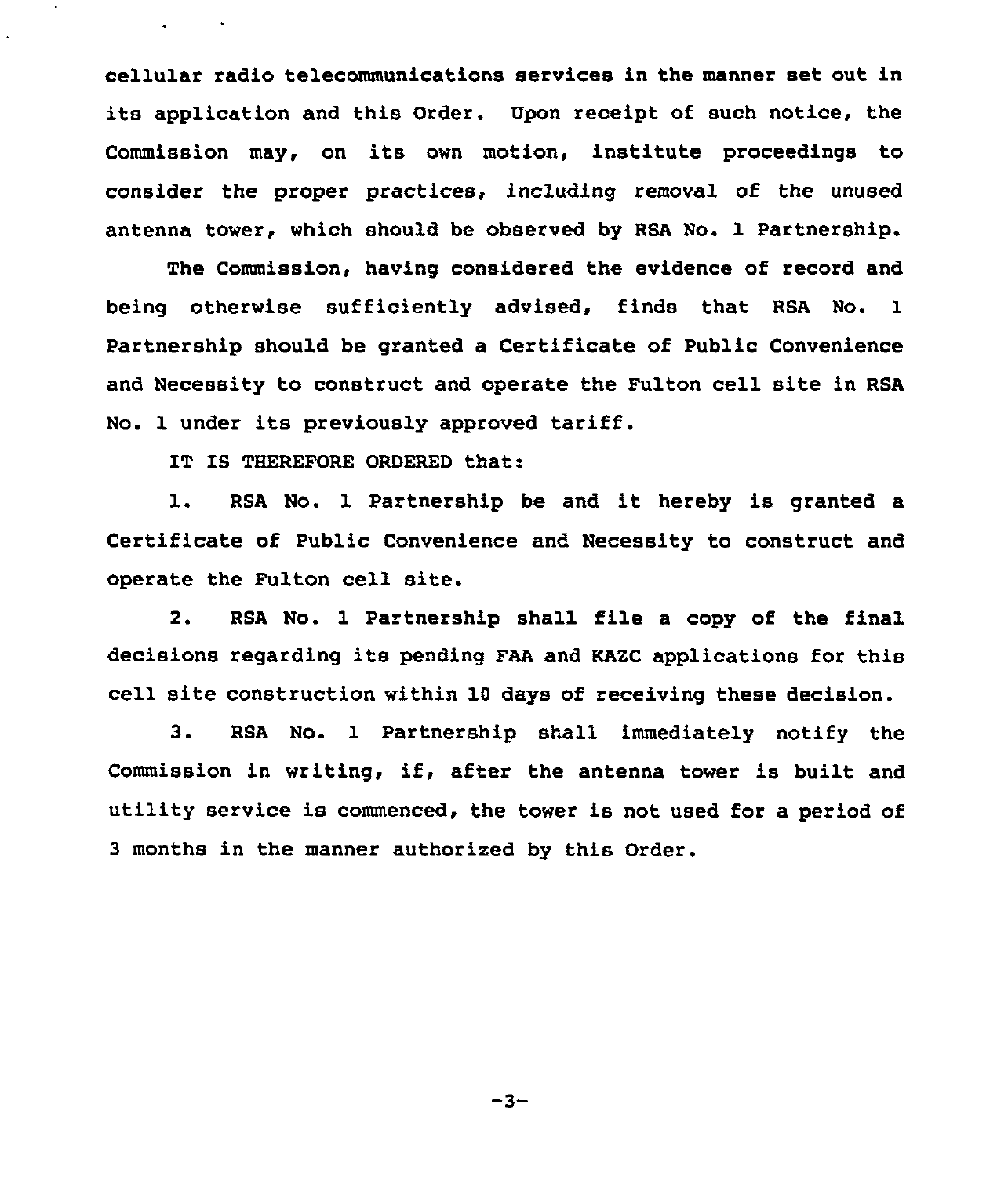cellular radio telecommunications services in the manner set out in its application and this Order. Upon receipt of such notice, the Commission may, on its own motion, institute proceedings to consider the proper practices, including removal of the unused antenna tower, which should be observed by RSA No. 1 Partnership.

The Commission, having considered the evidence of record and being otherwise sufficiently advised, finds that RSA No. 1 Partnership should be granted a Certificate of Public Convenience and Necessity to construct and operate the Fulton cell site in RSA No. 1 under its previously approved tariff.

IT IS THEREFORE ORDERED that:

1. RSA No. 1 Partnership be and it hereby is granted a Certificate of Public Convenience and Necessity to construct and operate the Fulton cell site.

2. RSA No. 1 Partnership shall file a copy of the final decisions regarding its pending FAA and KAZC applications for this cell site construction within 10 days of receiving these decision.

3. RSA No. 1 Partnership shall immediately notify the Commission in writing, if, after the antenna tower is built and utility service is commenced, the tower is not used for a period of 3 months in the manner authorized by this Order.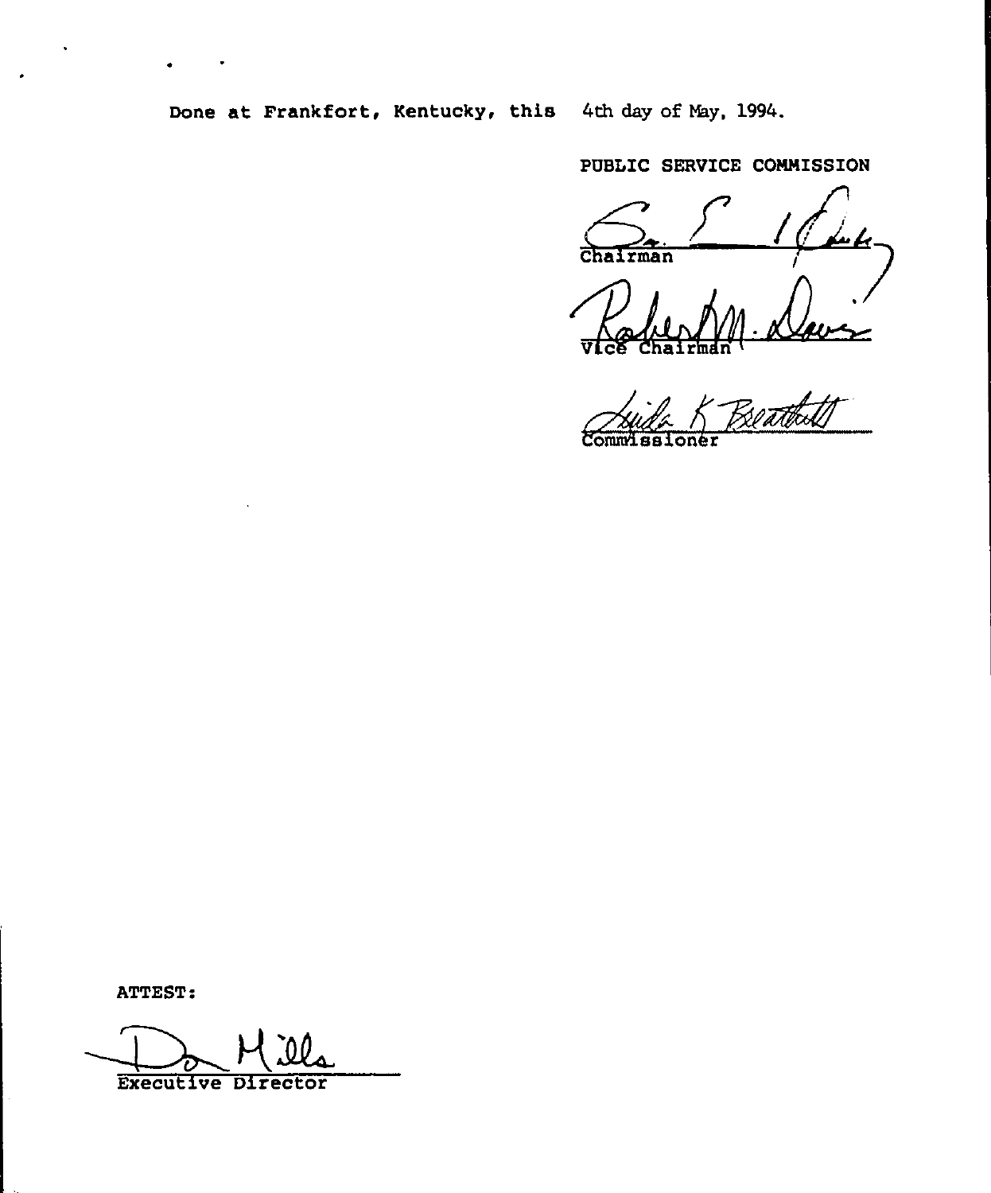Done at Frankfort, Kentucky, this 4th day of May, 1994.

PUBLIC SERVICE COMMISSION

Chairman

Vice Chairman

Commissioner

ATTEST:

Executive Director